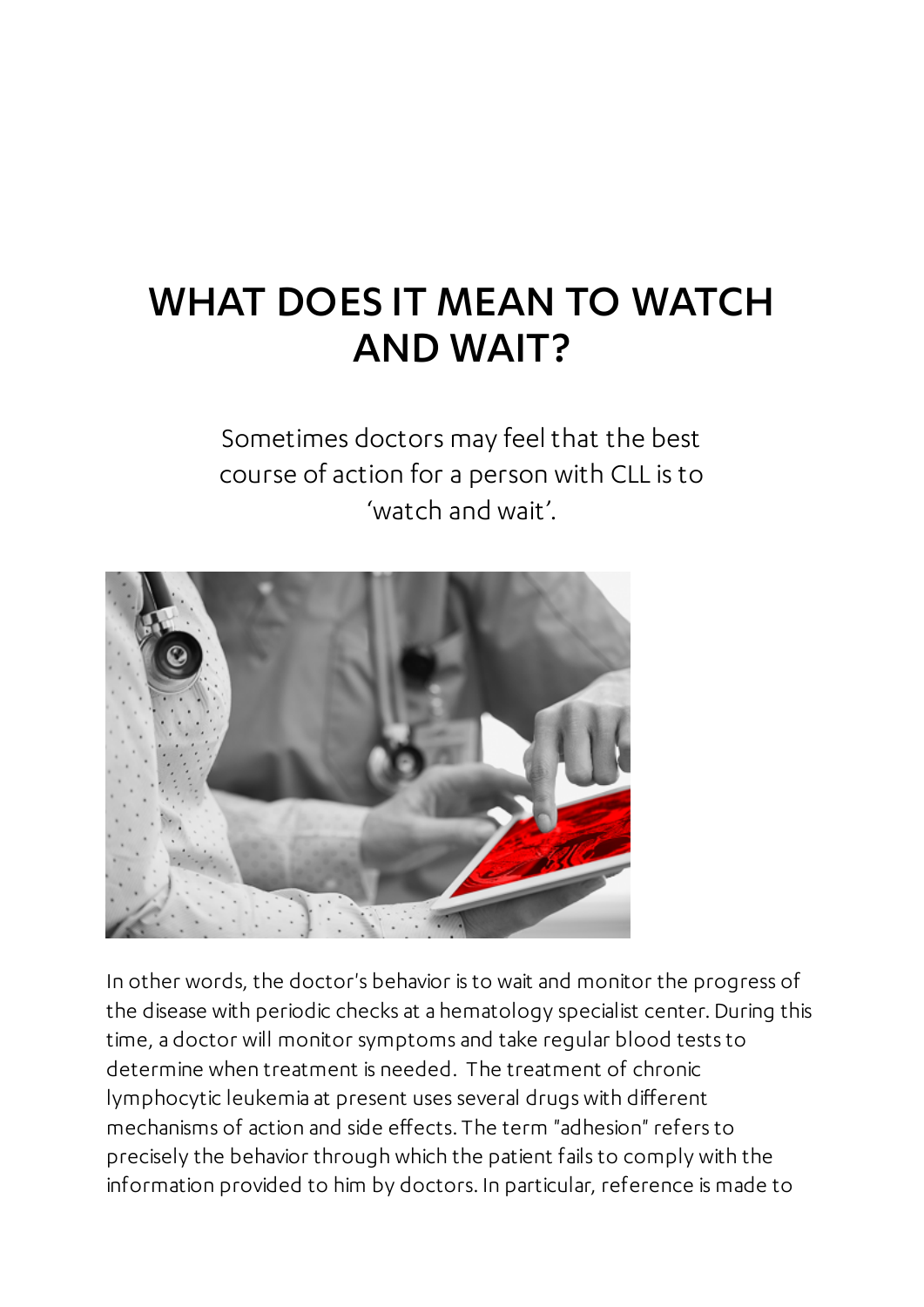# WHAT DOES IT MEAN TO WATCH AND WAIT?

Sometimes doctors may feel that the best course of action for a person with CLL is to 'watch and wait'.

In other words, the doctor's behavior is to wait and monitor the progress of the disease with periodic checks at a hematology specialist center. During this time, a doctor will monitor symptoms and take regular blood tests to determine when treatment is needed. The treatment of chronic lymphocytic leukemia at present uses several drugs with different mechanisms of action and side effects. The term "adhesion" refers to precisely the behavior through which the patient fails to comply with the information provided to him by doctors. In particular, reference is made to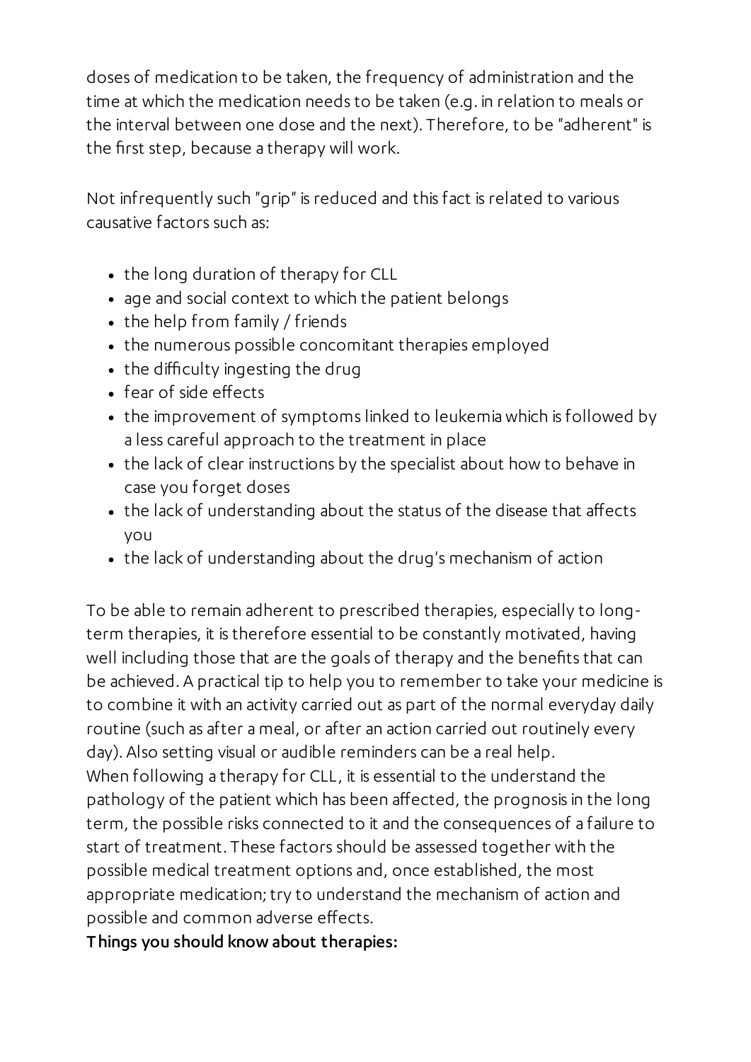doses of medication to be taken, the frequency of administration and the time at which the medication needs to be taken (e.g. in relation to meals or the interval between one dose and the next). Therefore, to be "adherent" is the first step, because a therapy will work.

Not infrequently such "grip" is reduced and this fact is related to various causative factors such as:

- the long duration of therapy for CLL
- age and social context to which the patient belongs
- the help from family / friends
- the numerous possible concomitant therapies employed
- the difficulty ingesting the drug
- fear of side effects
- the improvement of symptoms linked to leukemia which is followed by a less careful approach to the treatment in place
- the lack of clear instructions by the specialist about how to behave in case you forget doses
- the lack of understanding about the status of the disease that affects you
- the lack of understanding about the drug's mechanism of action

To be able to remain adherent to prescribed therapies, especially to long-term therapies, it is therefore essential to be constantly motivated, having well including those that are the goals of therapy and the benefits that can be achieved. A practical tip to help you to remember to take your medicine is to combine it with an activity carried out as part of the normal everyday daily routine (such as after a meal, or after an action carried out routinely every day). Also setting visual or audible reminders can be a real help.
When following a therapy for CLL, it is essential to the understand the pathology of the patient which has been affected, the prognosis in the long term, the possible risks connected to it and the consequences of a failure to start of treatment. These factors should be assessed together with the possible medical treatment options and, once established, the most appropriate medication; try to understand the mechanism of action and possible and common adverse effects.

**Things you should know about therapies:**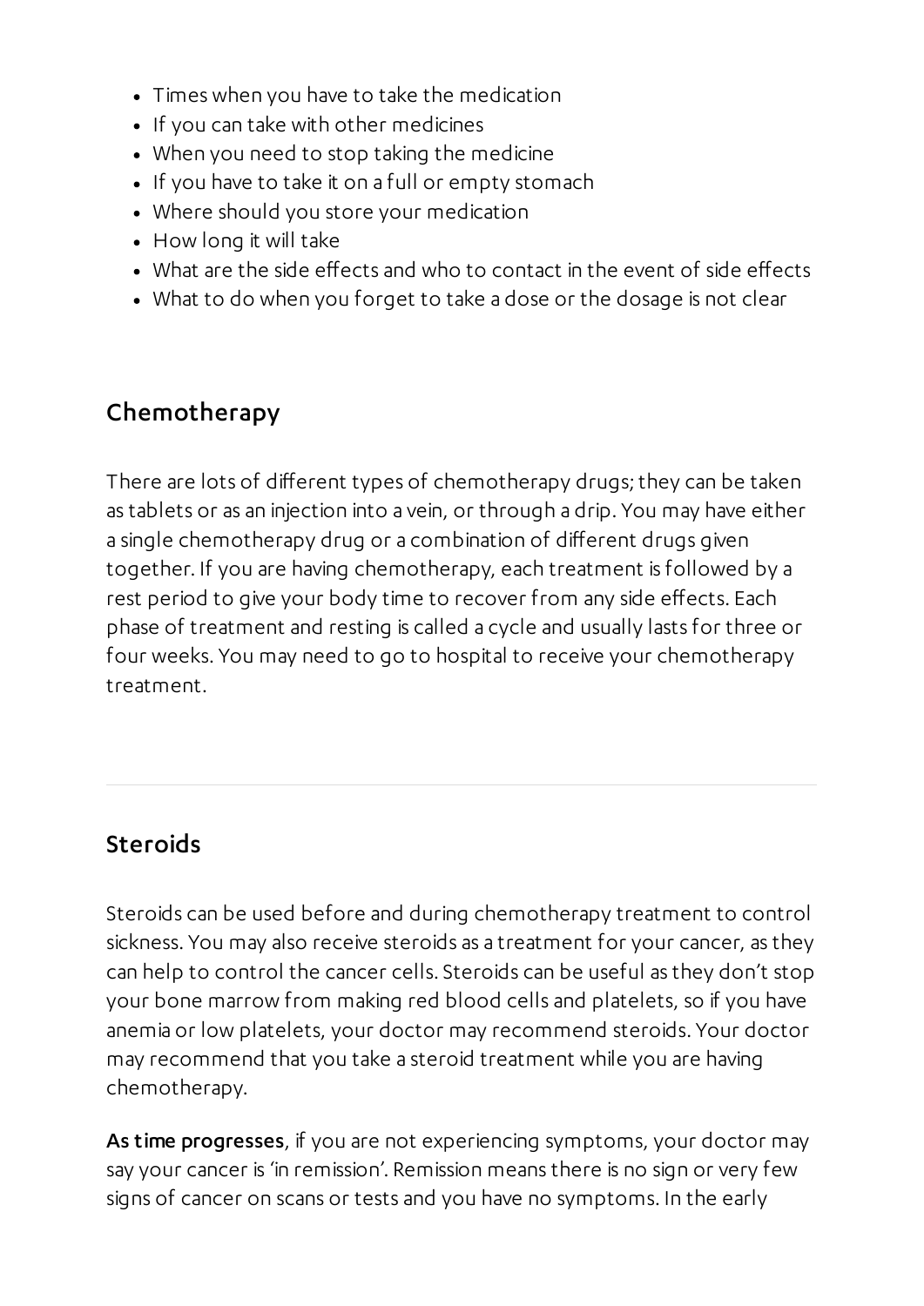- Times when you have to take the medication
- If you can take with other medicines
- When you need to stop taking the medicine
- If you have to take it on a full or empty stomach
- Where should you store your medication
- How long it will take
- What are the side effects and who to contact in the event of side effects
- What to do when you forget to take a dose or the dosage is not clear

## Chemotherapy

There are lots of different types of chemotherapy drugs; they can be taken as tablets or as an injection into a vein, or through a drip. You may have either a single chemotherapy drug or a combination of different drugs given together. If you are having chemotherapy, each treatment is followed by a rest period to give your body time to recover from any side effects. Each phase of treatment and resting is called a cycle and usually lasts for three or four weeks. You may need to go to hospital to receive your chemotherapy treatment.

---

## Steroids

Steroids can be used before and during chemotherapy treatment to control sickness. You may also receive steroids as a treatment for your cancer, as they can help to control the cancer cells. Steroids can be useful as they don't stop your bone marrow from making red blood cells and platelets, so if you have anemia or low platelets, your doctor may recommend steroids. Your doctor may recommend that you take a steroid treatment while you are having chemotherapy.

**As time progresses**, if you are not experiencing symptoms, your doctor may say your cancer is 'in remission'. Remission means there is no sign or very few signs of cancer on scans or tests and you have no symptoms. In the early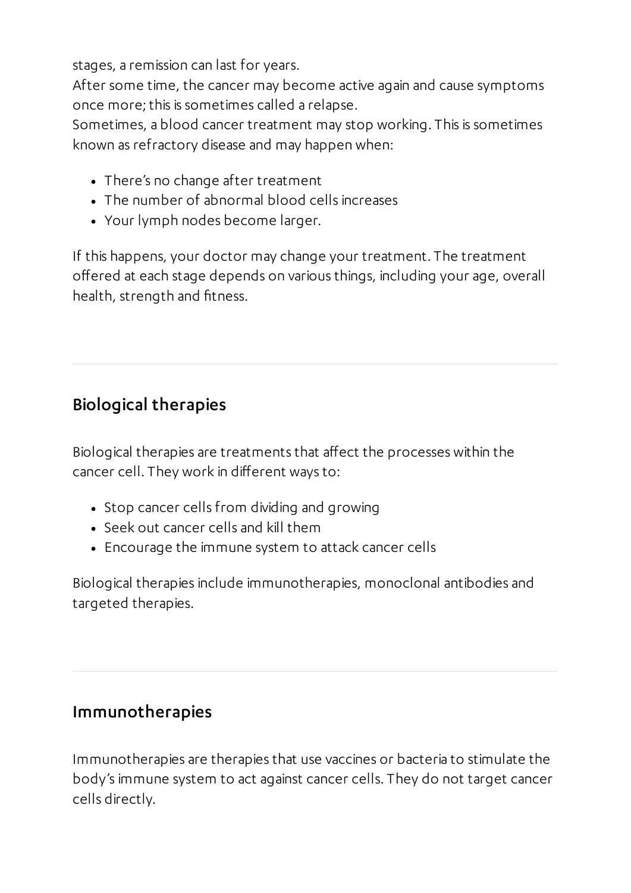stages, a remission can last for years.
After some time, the cancer may become active again and cause symptoms once more; this is sometimes called a relapse.
Sometimes, a blood cancer treatment may stop working. This is sometimes known as refractory disease and may happen when:

- There's no change after treatment
- The number of abnormal blood cells increases
- Your lymph nodes become larger.

If this happens, your doctor may change your treatment. The treatment offered at each stage depends on various things, including your age, overall health, strength and fitness.

## Biological therapies

Biological therapies are treatments that affect the processes within the cancer cell. They work in different ways to:

- Stop cancer cells from dividing and growing
- Seek out cancer cells and kill them
- Encourage the immune system to attack cancer cells

Biological therapies include immunotherapies, monoclonal antibodies and targeted therapies.

## Immunotherapies

Immunotherapies are therapies that use vaccines or bacteria to stimulate the body's immune system to act against cancer cells. They do not target cancer cells directly.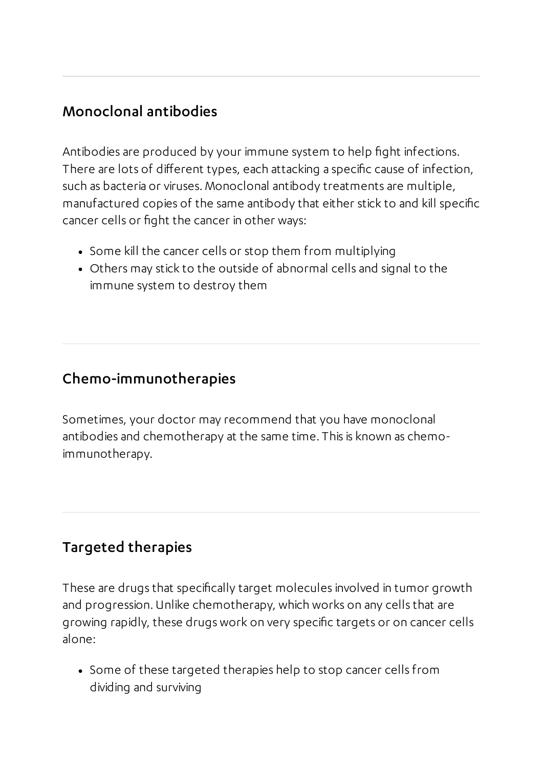## Monoclonal antibodies

Antibodies are produced by your immune system to help fight infections. There are lots of different types, each attacking a specific cause of infection, such as bacteria or viruses. Monoclonal antibody treatments are multiple, manufactured copies of the same antibody that either stick to and kill specific cancer cells or fight the cancer in other ways:

- Some kill the cancer cells or stop them from multiplying
- Others may stick to the outside of abnormal cells and signal to the immune system to destroy them

## Chemo-immunotherapies

Sometimes, your doctor may recommend that you have monoclonal antibodies and chemotherapy at the same time. This is known as chemo-immunotherapy.

## Targeted therapies

These are drugs that specifically target molecules involved in tumor growth and progression. Unlike chemotherapy, which works on any cells that are growing rapidly, these drugs work on very specific targets or on cancer cells alone:

- Some of these targeted therapies help to stop cancer cells from dividing and surviving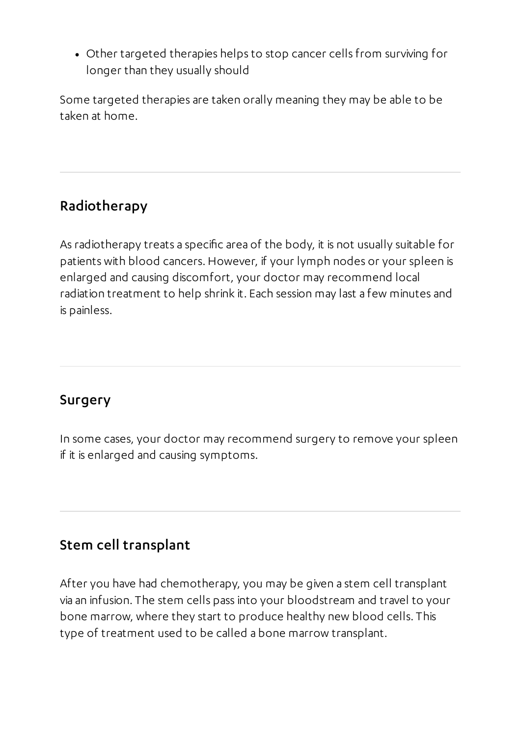- Other targeted therapies helps to stop cancer cells from surviving for longer than they usually should

Some targeted therapies are taken orally meaning they may be able to be taken at home.

---

## Radiotherapy

As radiotherapy treats a specific area of the body, it is not usually suitable for patients with blood cancers. However, if your lymph nodes or your spleen is enlarged and causing discomfort, your doctor may recommend local radiation treatment to help shrink it. Each session may last a few minutes and is painless.

---

## Surgery

In some cases, your doctor may recommend surgery to remove your spleen if it is enlarged and causing symptoms.

---

## Stem cell transplant

After you have had chemotherapy, you may be given a stem cell transplant via an infusion. The stem cells pass into your bloodstream and travel to your bone marrow, where they start to produce healthy new blood cells. This type of treatment used to be called a bone marrow transplant.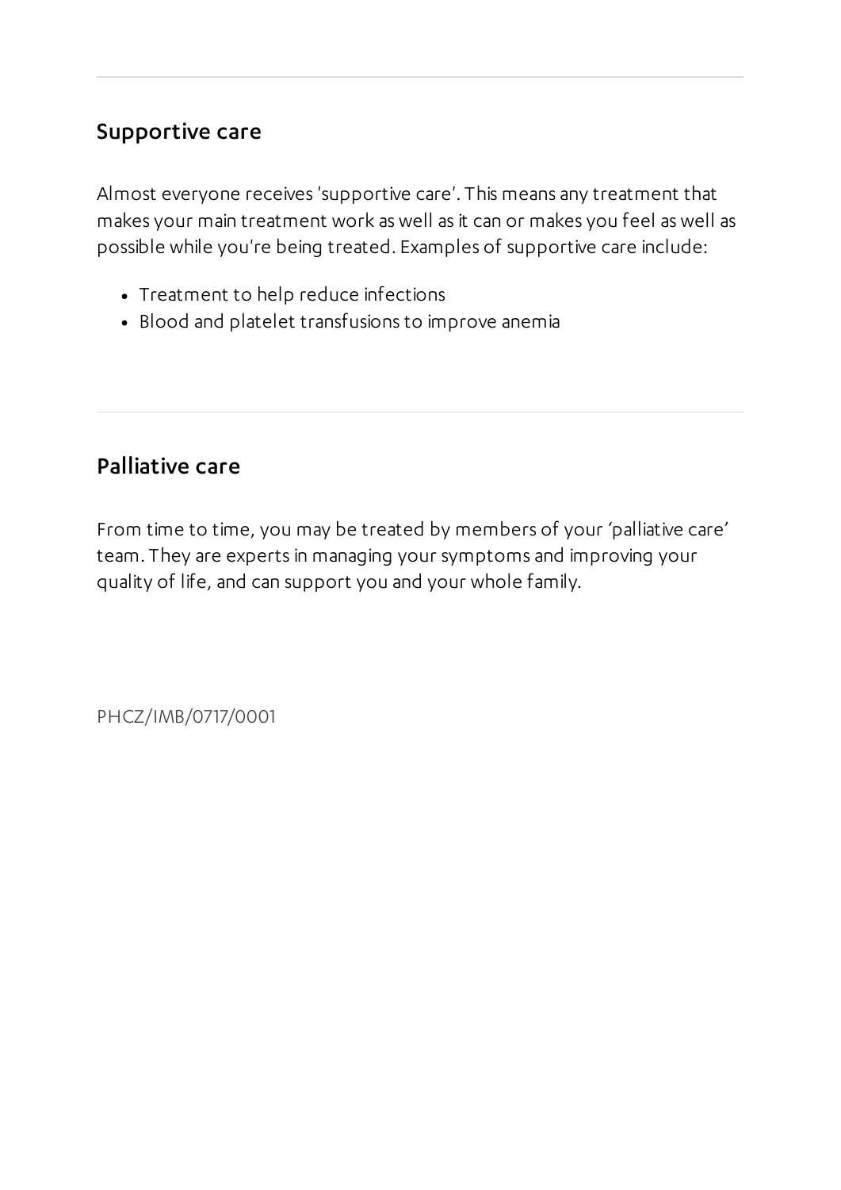## Supportive care

Almost everyone receives 'supportive care'. This means any treatment that makes your main treatment work as well as it can or makes you feel as well as possible while you're being treated. Examples of supportive care include:

- Treatment to help reduce infections
- Blood and platelet transfusions to improve anemia

## Palliative care

From time to time, you may be treated by members of your ‘palliative care’ team. They are experts in managing your symptoms and improving your quality of life, and can support you and your whole family.

PHCZ/IMB/0717/0001